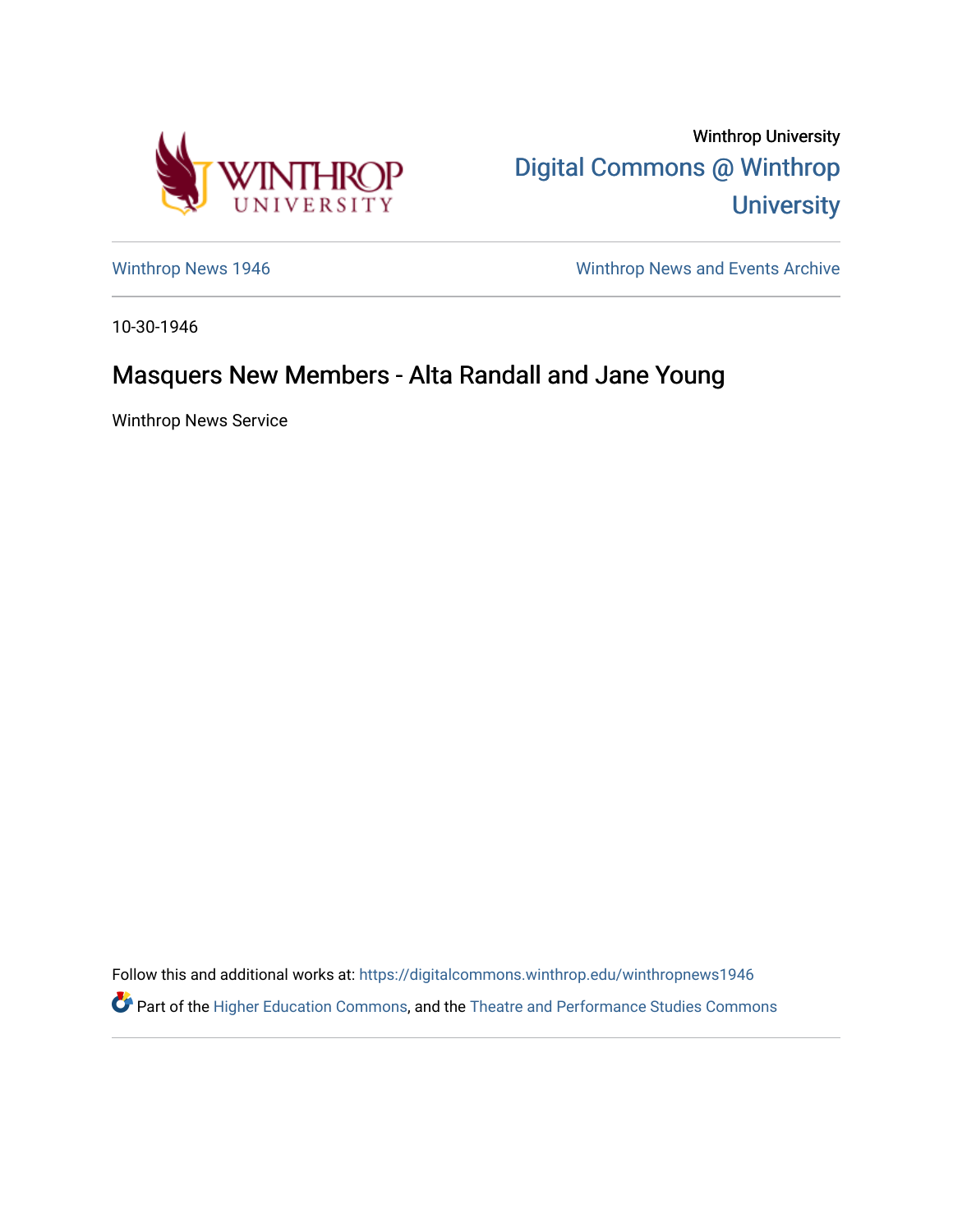Winthrop University

[Digital Commons @ Winthrop University](https://digitalcommons.winthrop.edu)

[Winthrop News 1946](https://digitalcommons.winthrop.edu/winthropnews1946) | [Winthrop News and Events Archive](https://digitalcommons.winthrop.edu/winthropnewsarchive)

10-30-1946

# Masquers New Members - Alta Randall and Jane Young

Winthrop News Service

Follow this and additional works at: https://digitalcommons.winthrop.edu/winthropnews1946

Part of the Higher Education Commons, and the Theatre and Performance Studies Commons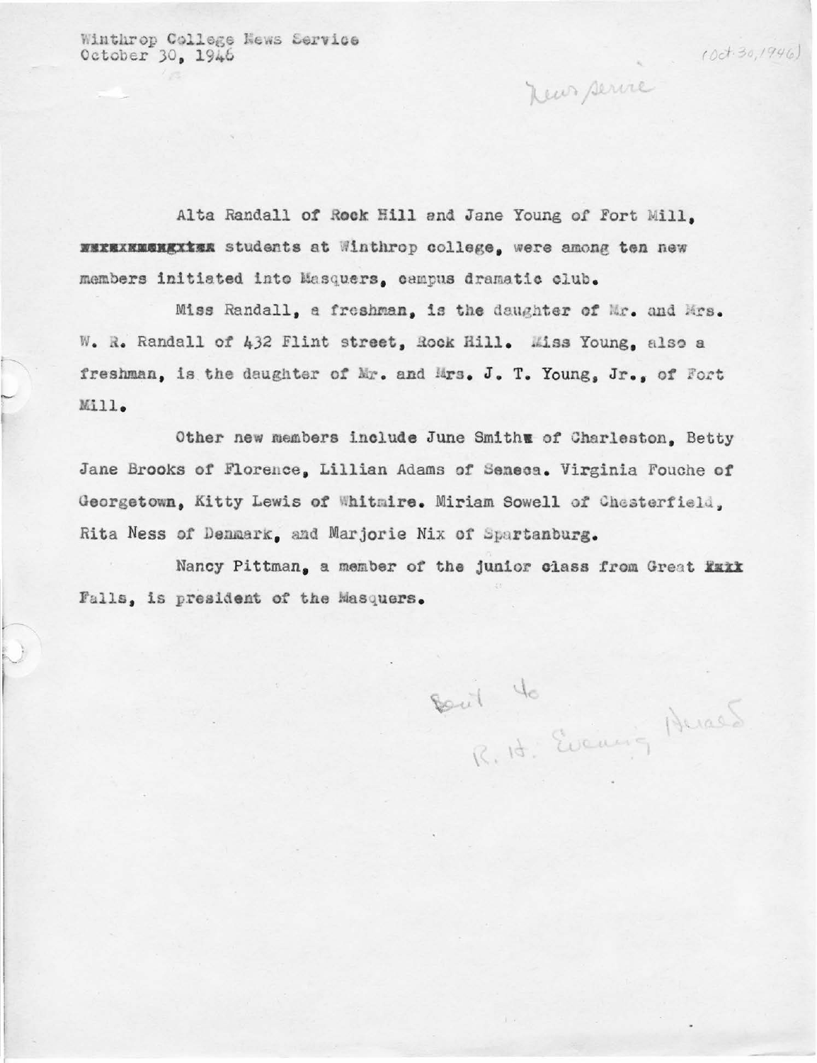Winthrop College News Service
October 30, 1946

(Oct. 30, 1946)

News service

Alta Randall of Rock Hill and Jane Young of Fort Mill, students at Winthrop college, were among ten new members initiated into Masquers, campus dramatic club.

Miss Randall, a freshman, is the daughter of Mr. and Mrs. W. R. Randall of 432 Flint street, Rock Hill. Miss Young, also a freshman, is the daughter of Mr. and Mrs. J. T. Young, Jr., of Fort Mill.

Other new members include June Smith of Charleston, Betty Jane Brooks of Florence, Lillian Adams of Seneca. Virginia Fouche of Georgetown, Kitty Lewis of Whitmire. Miriam Sowell of Chesterfield, Rita Ness of Denmark, and Marjorie Nix of Spartanburg.

Nancy Pittman, a member of the junior class from Great Falls, is president of the Masquers.

Sent to
R. H. Evening Herald